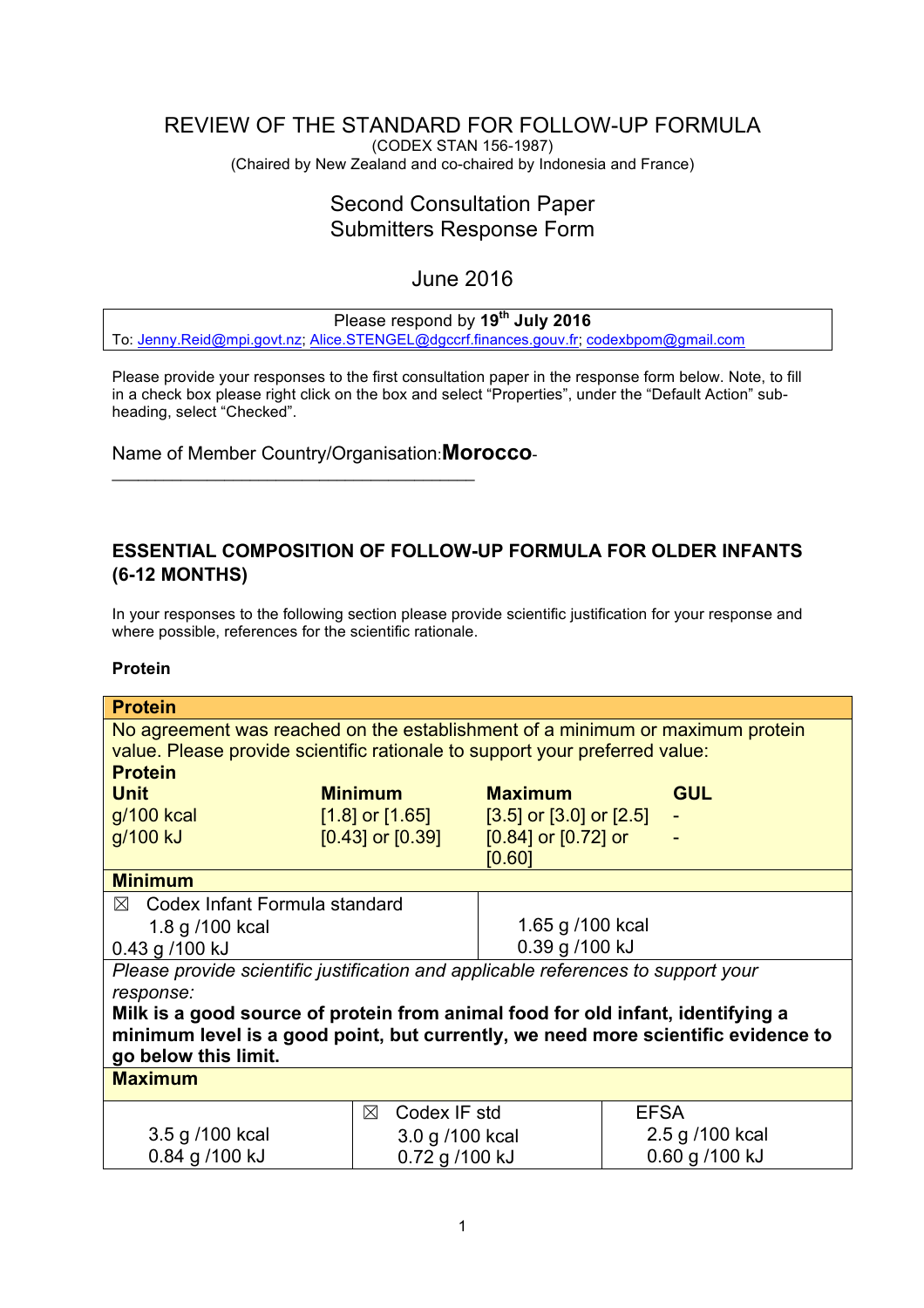# REVIEW OF THE STANDARD FOR FOLLOW-UP FORMULA

(CODEX STAN 156-1987)
(Chaired by New Zealand and co-chaired by Indonesia and France)

## Second Consultation Paper
## Submitters Response Form

June 2016

| Please respond by 19th July 2016 |
|---|
| To: Jenny.Reid@mpi.govt.nz; Alice.STENGEL@dgccrf.finances.gouv.fr; codexbpom@gmail.com |

Please provide your responses to the first consultation paper in the response form below. Note, to fill in a check box please right click on the box and select "Properties", under the "Default Action" sub-heading, select "Checked".

Name of Member Country/Organisation:**Morocco**-
_______________________________________

## ESSENTIAL COMPOSITION OF FOLLOW-UP FORMULA FOR OLDER INFANTS (6-12 MONTHS)

In your responses to the following section please provide scientific justification for your response and where possible, references for the scientific rationale.

**Protein**

| **Protein** | | | |
|---|---|---|---|
| No agreement was reached on the establishment of a minimum or maximum protein value. Please provide scientific rationale to support your preferred value: | | | |
| **Protein** | | | |
| **Unit** | **Minimum** | **Maximum** | **GUL** |
| g/100 kcal | [1.8] or [1.65] | [3.5] or [3.0] or [2.5] | - |
| g/100 kJ | [0.43] or [0.39] | [0.84] or [0.72] or [0.60] | - |

| **Minimum** | |
|---|---|
| ☒ Codex Infant Formula standard 1.8 g /100 kcal 0.43 g /100 kJ | 1.65 g /100 kcal 0.39 g /100 kJ |
| *Please provide scientific justification and applicable references to support your response:* **Milk is a good source of protein from animal food for old infant, identifying a minimum level is a good point, but currently, we need more scientific evidence to go below this limit.** | |

| **Maximum** | | |
|---|---|---|
| 3.5 g /100 kcal 0.84 g /100 kJ | ☒ Codex IF std 3.0 g /100 kcal 0.72 g /100 kJ | EFSA 2.5 g /100 kcal 0.60 g /100 kJ |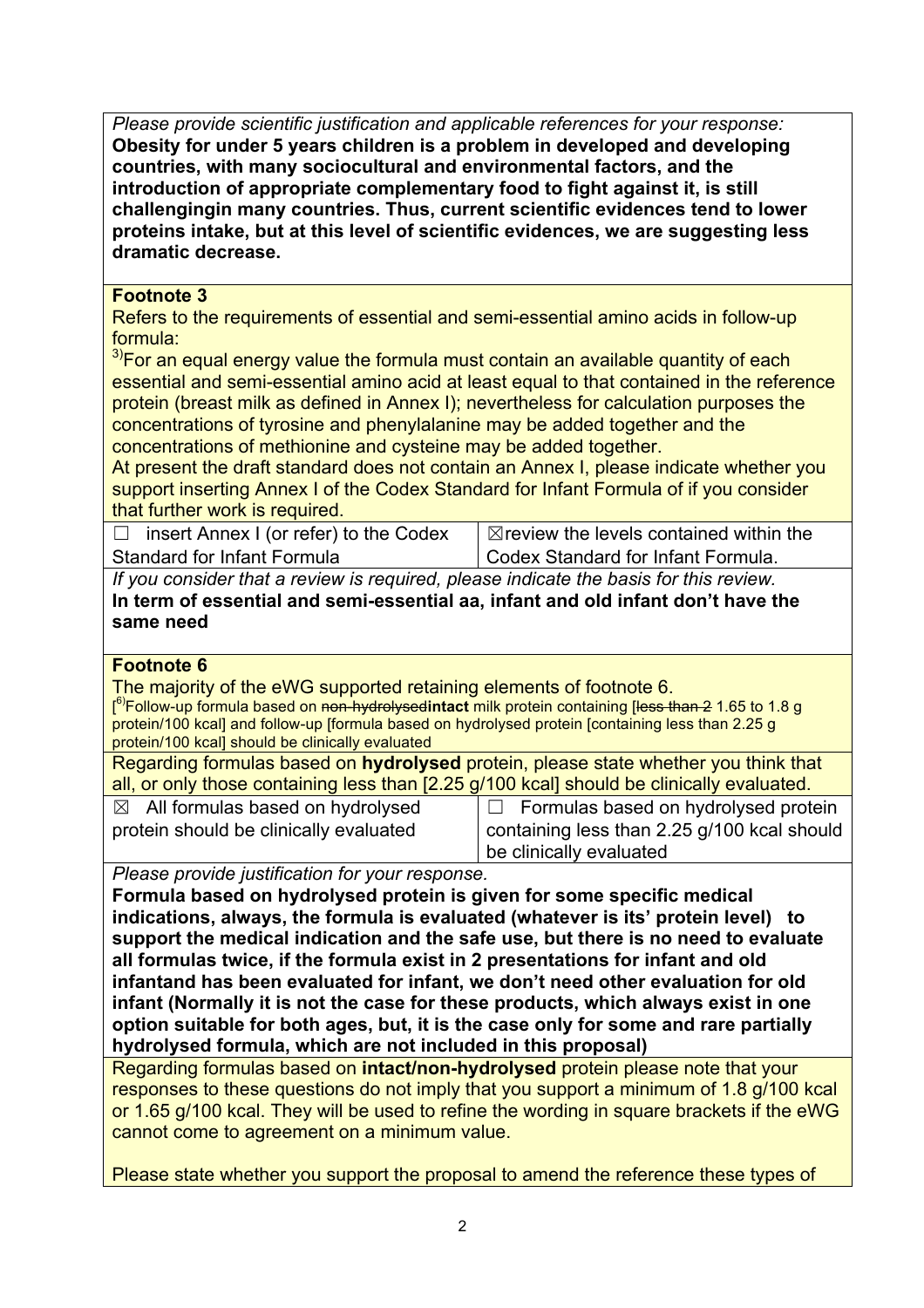*Please provide scientific justification and applicable references for your response:*
**Obesity for under 5 years children is a problem in developed and developing countries, with many sociocultural and environmental factors, and the introduction of appropriate complementary food to fight against it, is still challengingin many countries. Thus, current scientific evidences tend to lower proteins intake, but at this level of scientific evidences, we are suggesting less dramatic decrease.**

**Footnote 3**

Refers to the requirements of essential and semi-essential amino acids in follow-up formula:

[3)]For an equal energy value the formula must contain an available quantity of each essential and semi-essential amino acid at least equal to that contained in the reference protein (breast milk as defined in Annex I); nevertheless for calculation purposes the concentrations of tyrosine and phenylalanine may be added together and the concentrations of methionine and cysteine may be added together.

At present the draft standard does not contain an Annex I, please indicate whether you support inserting Annex I of the Codex Standard for Infant Formula of if you consider that further work is required.

| ☐ insert Annex I (or refer) to the Codex Standard for Infant Formula | ☒review the levels contained within the Codex Standard for Infant Formula. |
|---|---|

*If you consider that a review is required, please indicate the basis for this review.*
**In term of essential and semi-essential aa, infant and old infant don't have the same need**

**Footnote 6**

The majority of the eWG supported retaining elements of footnote 6.

[[6)]Follow-up formula based on ~~non-hydrolysed~~**intact** milk protein containing [~~less than 2~~ 1.65 to 1.8 g protein/100 kcal] and follow-up [formula based on hydrolysed protein [containing less than 2.25 g protein/100 kcal] should be clinically evaluated

Regarding formulas based on **hydrolysed** protein, please state whether you think that all, or only those containing less than [2.25 g/100 kcal] should be clinically evaluated.

| ☒ All formulas based on hydrolysed protein should be clinically evaluated | ☐ Formulas based on hydrolysed protein containing less than 2.25 g/100 kcal should be clinically evaluated |
|---|---|

*Please provide justification for your response.*
**Formula based on hydrolysed protein is given for some specific medical indications, always, the formula is evaluated (whatever is its' protein level) to support the medical indication and the safe use, but there is no need to evaluate all formulas twice, if the formula exist in 2 presentations for infant and old infantand has been evaluated for infant, we don't need other evaluation for old infant (Normally it is not the case for these products, which always exist in one option suitable for both ages, but, it is the case only for some and rare partially hydrolysed formula, which are not included in this proposal)**

Regarding formulas based on **intact/non-hydrolysed** protein please note that your responses to these questions do not imply that you support a minimum of 1.8 g/100 kcal or 1.65 g/100 kcal. They will be used to refine the wording in square brackets if the eWG cannot come to agreement on a minimum value.

Please state whether you support the proposal to amend the reference these types of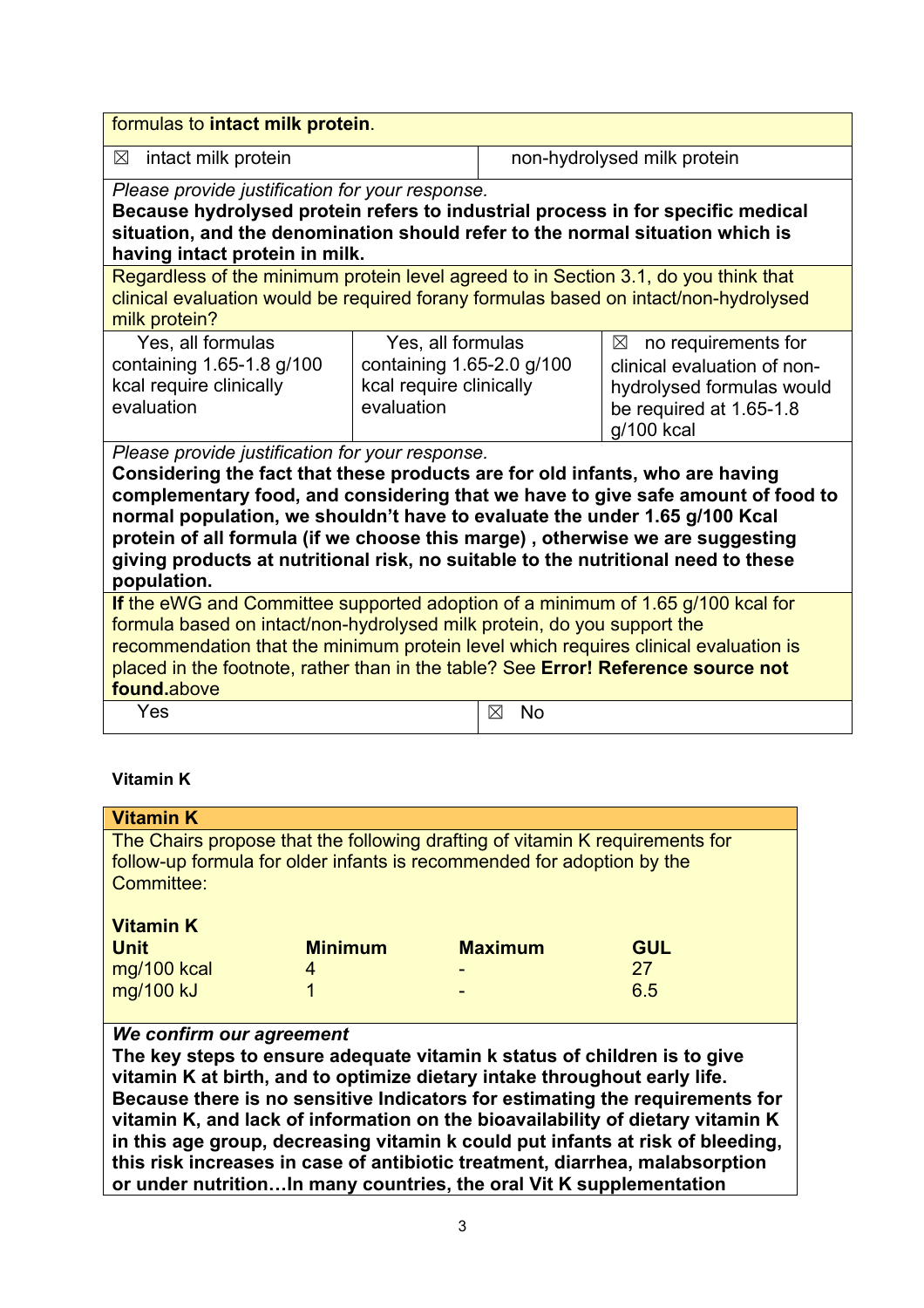| formulas to **intact milk protein**. | |
|---|---|
| ☒ intact milk protein | non-hydrolysed milk protein |
| *Please provide justification for your response.* **Because hydrolysed protein refers to industrial process in for specific medical situation, and the denomination should refer to the normal situation which is having intact protein in milk.** | |

| Regardless of the minimum protein level agreed to in Section 3.1, do you think that clinical evaluation would be required forany formulas based on intact/non-hydrolysed milk protein? | | |
|---|---|---|
| Yes, all formulas containing 1.65-1.8 g/100 kcal require clinically evaluation | Yes, all formulas containing 1.65-2.0 g/100 kcal require clinically evaluation | ☒ no requirements for clinical evaluation of non-hydrolysed formulas would be required at 1.65-1.8 g/100 kcal |
| *Please provide justification for your response.* **Considering the fact that these products are for old infants, who are having complementary food, and considering that we have to give safe amount of food to normal population, we shouldn't have to evaluate the under 1.65 g/100 Kcal protein of all formula (if we choose this marge) , otherwise we are suggesting giving products at nutritional risk, no suitable to the nutritional need to these population.** | | |

| **If** the eWG and Committee supported adoption of a minimum of 1.65 g/100 kcal for formula based on intact/non-hydrolysed milk protein, do you support the recommendation that the minimum protein level which requires clinical evaluation is placed in the footnote, rather than in the table? See **Error! Reference source not found.**above | |
|---|---|
| Yes | ☒ No |

**Vitamin K**

**Vitamin K**

The Chairs propose that the following drafting of vitamin K requirements for follow-up formula for older infants is recommended for adoption by the Committee:

**Vitamin K**

| **Unit** | **Minimum** | **Maximum** | **GUL** |
|---|---|---|---|
| mg/100 kcal | 4 | - | 27 |
| mg/100 kJ | 1 | - | 6.5 |

***We confirm our agreement***

**The key steps to ensure adequate vitamin k status of children is to give vitamin K at birth, and to optimize dietary intake throughout early life. Because there is no sensitive Indicators for estimating the requirements for vitamin K, and lack of information on the bioavailability of dietary vitamin K in this age group, decreasing vitamin k could put infants at risk of bleeding, this risk increases in case of antibiotic treatment, diarrhea, malabsorption or under nutrition…In many countries, the oral Vit K supplementation**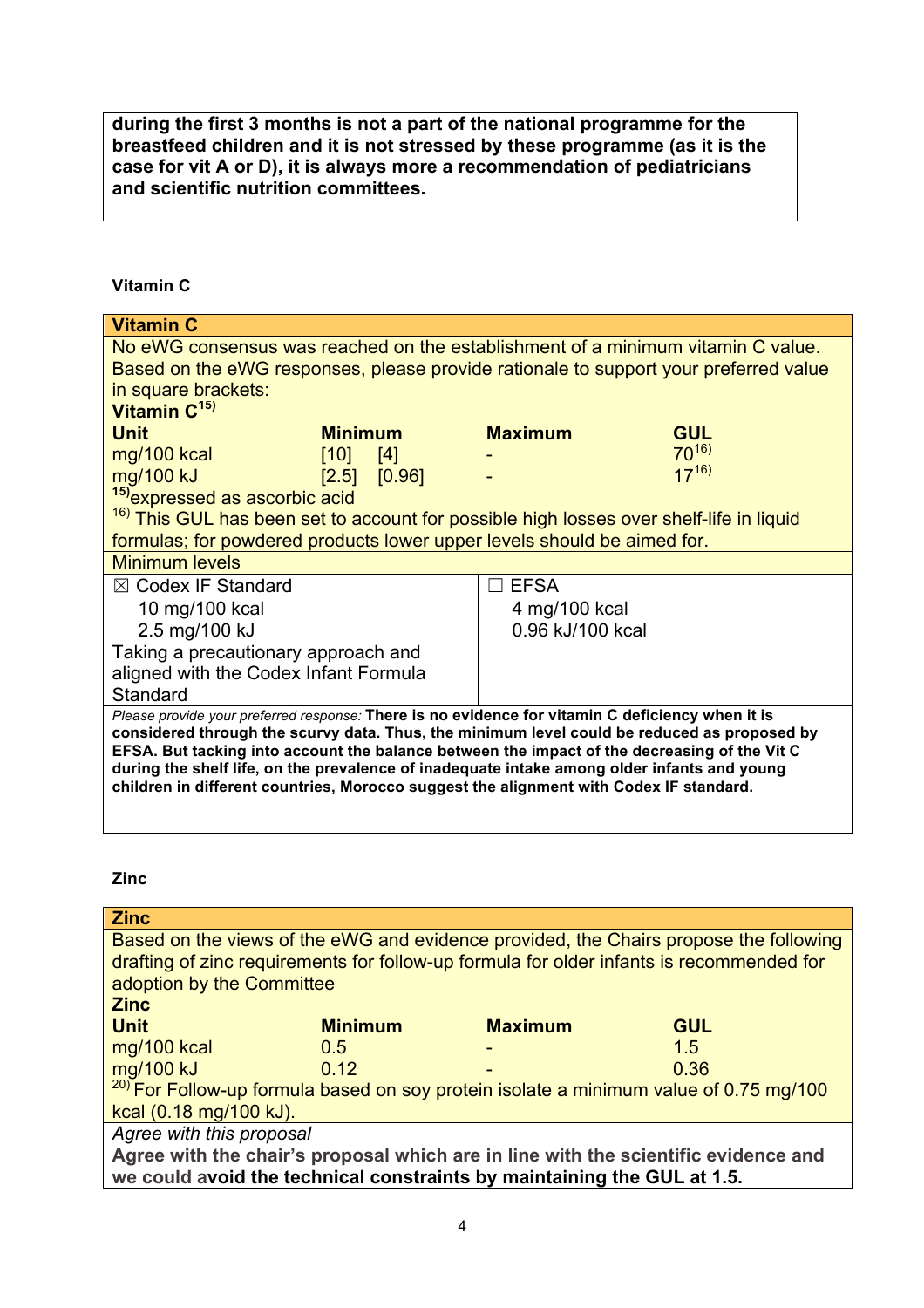**during the first 3 months is not a part of the national programme for the breastfeed children and it is not stressed by these programme (as it is the case for vit A or D), it is always more a recommendation of pediatricians and scientific nutrition committees.**

**Vitamin C**

| **Vitamin C** | | | |
|---|---|---|---|
| No eWG consensus was reached on the establishment of a minimum vitamin C value. Based on the eWG responses, please provide rationale to support your preferred value in square brackets: | | | |
| **Vitamin C**[15] | | | |
| **Unit** | **Minimum** | **Maximum** | **GUL** |
| mg/100 kcal | [10] [4] | - | 70[16] |
| mg/100 kJ | [2.5] [0.96] | - | 17[16] |
| [15] expressed as ascorbic acid | | | |
| [16] This GUL has been set to account for possible high losses over shelf-life in liquid formulas; for powdered products lower upper levels should be aimed for. | | | |
| Minimum levels | | | |
| ☒ Codex IF Standard<br>10 mg/100 kcal<br>2.5 mg/100 kJ<br>Taking a precautionary approach and aligned with the Codex Infant Formula Standard | | ☐ EFSA<br>4 mg/100 kcal<br>0.96 kJ/100 kcal | |
| *Please provide your preferred response:* **There is no evidence for vitamin C deficiency when it is considered through the scurvy data. Thus, the minimum level could be reduced as proposed by EFSA. But tacking into account the balance between the impact of the decreasing of the Vit C during the shelf life, on the prevalence of inadequate intake among older infants and young children in different countries, Morocco suggest the alignment with Codex IF standard.** | | | |

**Zinc**

| **Zinc** | | | |
|---|---|---|---|
| Based on the views of the eWG and evidence provided, the Chairs propose the following drafting of zinc requirements for follow-up formula for older infants is recommended for adoption by the Committee | | | |
| **Zinc** | | | |
| **Unit** | **Minimum** | **Maximum** | **GUL** |
| mg/100 kcal | 0.5 | - | 1.5 |
| mg/100 kJ | 0.12 | - | 0.36 |
| [20] For Follow-up formula based on soy protein isolate a minimum value of 0.75 mg/100 kcal (0.18 mg/100 kJ). | | | |
| *Agree with this proposal* | | | |
| **Agree with the chair's proposal which are in line with the scientific evidence and we could avoid the technical constraints by maintaining the GUL at 1.5.** | | | |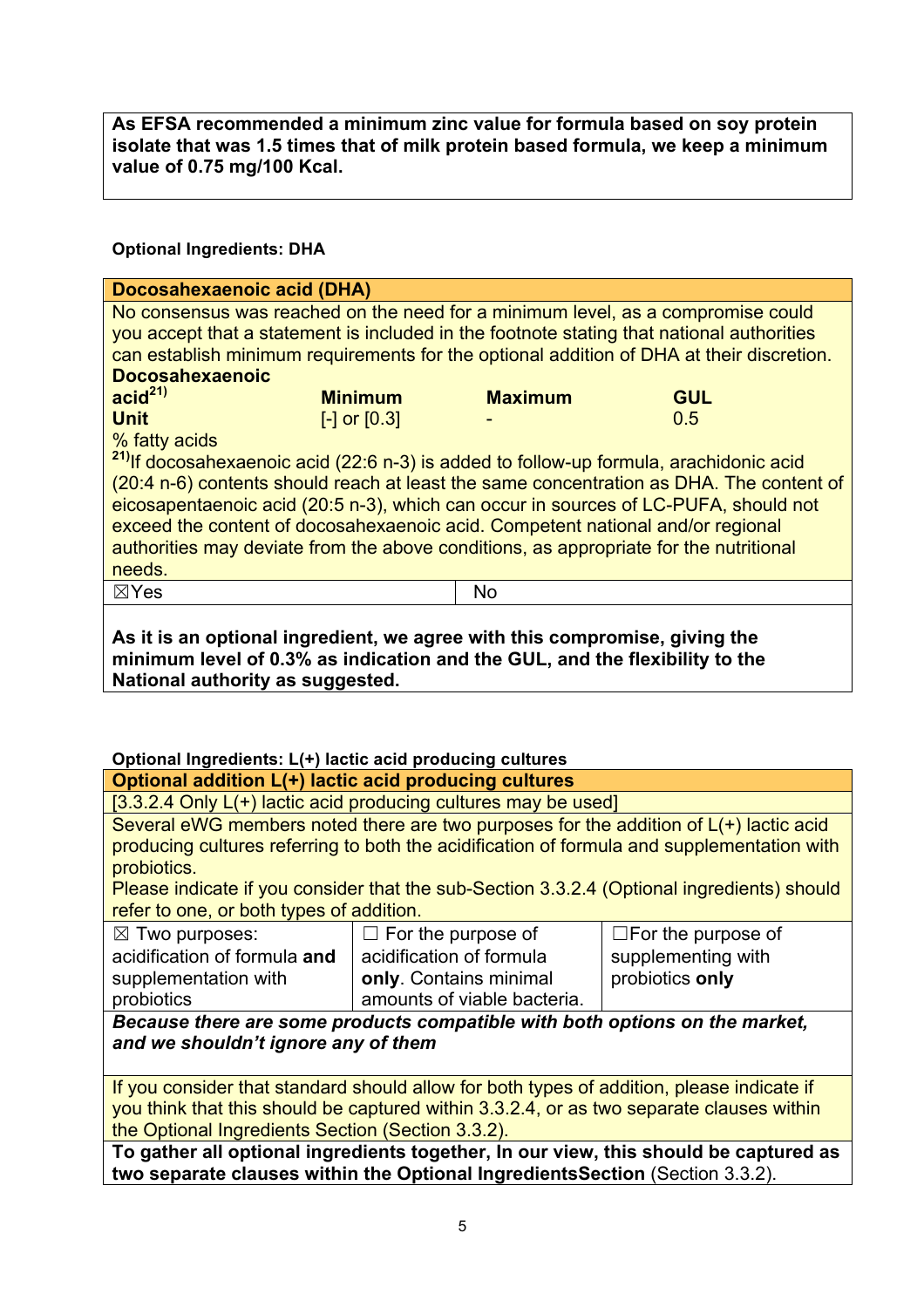**As EFSA recommended a minimum zinc value for formula based on soy protein isolate that was 1.5 times that of milk protein based formula, we keep a minimum value of 0.75 mg/100 Kcal.**

**Optional Ingredients: DHA**

| **Docosahexaenoic acid (DHA)** | | | |
|---|---|---|---|
| No consensus was reached on the need for a minimum level, as a compromise could you accept that a statement is included in the footnote stating that national authorities can establish minimum requirements for the optional addition of DHA at their discretion. | | | |
| **Docosahexaenoic acid**[21] | **Minimum** | **Maximum** | **GUL** |
| **Unit** | [-] or [0.3] | - | 0.5 |
| % fatty acids | | | |

[21] If docosahexaenoic acid (22:6 n-3) is added to follow-up formula, arachidonic acid (20:4 n-6) contents should reach at least the same concentration as DHA. The content of eicosapentaenoic acid (20:5 n-3), which can occur in sources of LC-PUFA, should not exceed the content of docosahexaenoic acid. Competent national and/or regional authorities may deviate from the above conditions, as appropriate for the nutritional needs.

| ☒Yes | No |
|---|---|

**As it is an optional ingredient, we agree with this compromise, giving the minimum level of 0.3% as indication and the GUL, and the flexibility to the National authority as suggested.**

**Optional Ingredients: L(+) lactic acid producing cultures**

| **Optional addition L(+) lactic acid producing cultures** | | |
|---|---|---|
| [3.3.2.4 Only L(+) lactic acid producing cultures may be used] | | |
| Several eWG members noted there are two purposes for the addition of L(+) lactic acid producing cultures referring to both the acidification of formula and supplementation with probiotics. Please indicate if you consider that the sub-Section 3.3.2.4 (Optional ingredients) should refer to one, or both types of addition. | | |
| ☒ Two purposes: acidification of formula **and** supplementation with probiotics | ☐ For the purpose of acidification of formula **only**. Contains minimal amounts of viable bacteria. | ☐For the purpose of supplementing with probiotics **only** |
| ***Because there are some products compatible with both options on the market, and we shouldn't ignore any of them*** | | |
| If you consider that standard should allow for both types of addition, please indicate if you think that this should be captured within 3.3.2.4, or as two separate clauses within the Optional Ingredients Section (Section 3.3.2). | | |
| **To gather all optional ingredients together, In our view, this should be captured as two separate clauses within the Optional IngredientsSection** (Section 3.3.2). | | |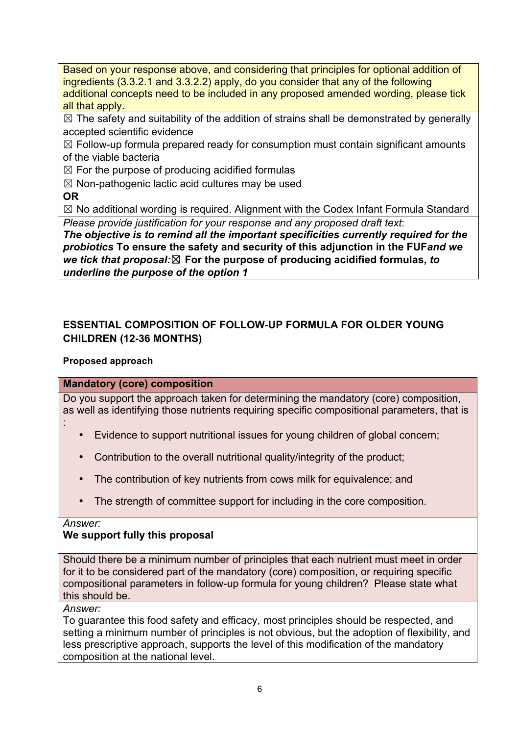Based on your response above, and considering that principles for optional addition of ingredients (3.3.2.1 and 3.3.2.2) apply, do you consider that any of the following additional concepts need to be included in any proposed amended wording, please tick all that apply.

☒ The safety and suitability of the addition of strains shall be demonstrated by generally accepted scientific evidence

☒ Follow-up formula prepared ready for consumption must contain significant amounts of the viable bacteria

☒ For the purpose of producing acidified formulas

☒ Non-pathogenic lactic acid cultures may be used

**OR**

☒ No additional wording is required. Alignment with the Codex Infant Formula Standard

*Please provide justification for your response and any proposed draft text*:

***The objective is to remind all the important specificities currently required for the probiotics*** **To ensure the safety and security of this adjunction in the FUF*and we we tick that proposal:*☒ For the purpose of producing acidified formulas, *to underline the purpose of the option 1***

## ESSENTIAL COMPOSITION OF FOLLOW-UP FORMULA FOR OLDER YOUNG CHILDREN (12-36 MONTHS)

### Proposed approach

**Mandatory (core) composition**

Do you support the approach taken for determining the mandatory (core) composition, as well as identifying those nutrients requiring specific compositional parameters, that is :

- Evidence to support nutritional issues for young children of global concern;
- Contribution to the overall nutritional quality/integrity of the product;
- The contribution of key nutrients from cows milk for equivalence; and
- The strength of committee support for including in the core composition.

*Answer:*

**We support fully this proposal**

Should there be a minimum number of principles that each nutrient must meet in order for it to be considered part of the mandatory (core) composition, or requiring specific compositional parameters in follow-up formula for young children? Please state what this should be.

*Answer:*

To guarantee this food safety and efficacy, most principles should be respected, and setting a minimum number of principles is not obvious, but the adoption of flexibility, and less prescriptive approach, supports the level of this modification of the mandatory composition at the national level.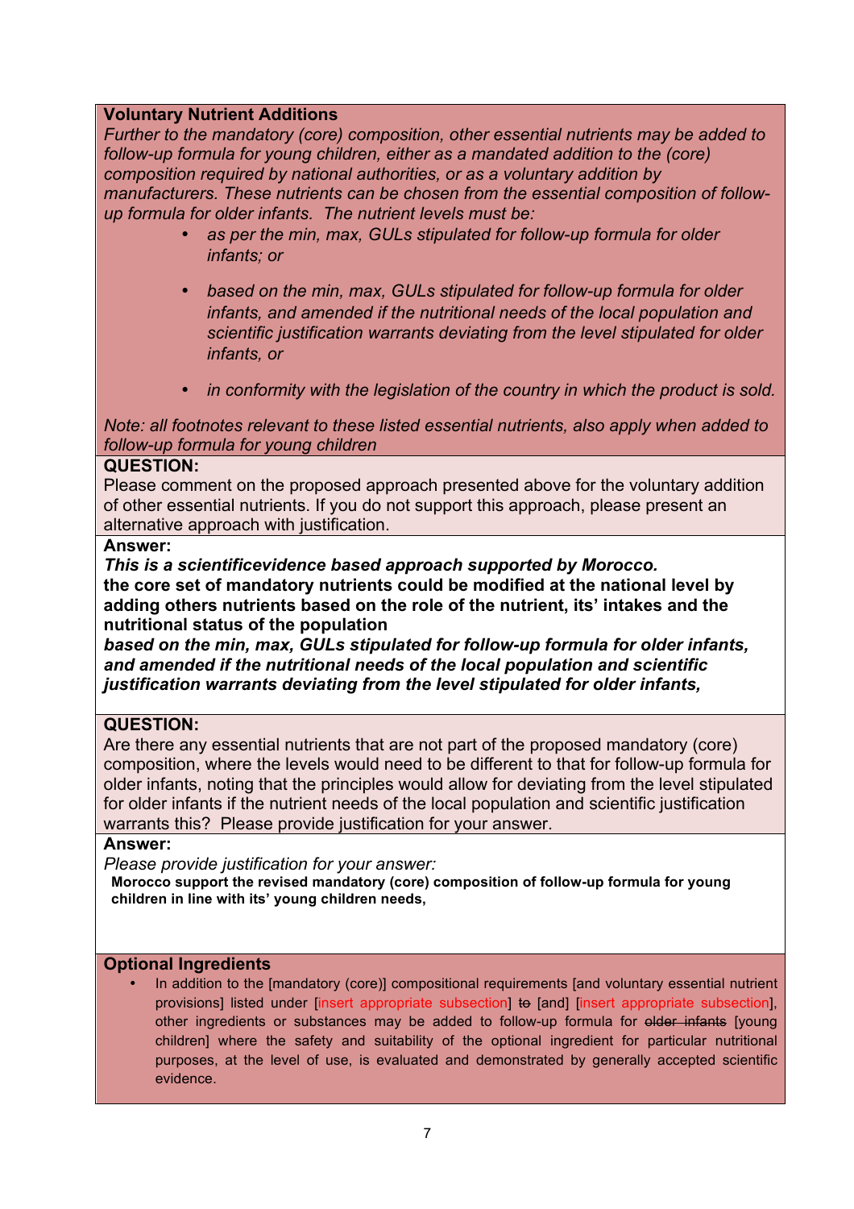**Voluntary Nutrient Additions**

*Further to the mandatory (core) composition, other essential nutrients may be added to follow-up formula for young children, either as a mandated addition to the (core) composition required by national authorities, or as a voluntary addition by manufacturers. These nutrients can be chosen from the essential composition of follow-up formula for older infants. The nutrient levels must be:*

- *as per the min, max, GULs stipulated for follow-up formula for older infants; or*
- *based on the min, max, GULs stipulated for follow-up formula for older infants, and amended if the nutritional needs of the local population and scientific justification warrants deviating from the level stipulated for older infants, or*
- *in conformity with the legislation of the country in which the product is sold.*

*Note: all footnotes relevant to these listed essential nutrients, also apply when added to follow-up formula for young children*

**QUESTION:**

Please comment on the proposed approach presented above for the voluntary addition of other essential nutrients. If you do not support this approach, please present an alternative approach with justification.

**Answer:**

***This is a scientificevidence based approach supported by Morocco.***

**the core set of mandatory nutrients could be modified at the national level by adding others nutrients based on the role of the nutrient, its' intakes and the nutritional status of the population**

***based on the min, max, GULs stipulated for follow-up formula for older infants, and amended if the nutritional needs of the local population and scientific justification warrants deviating from the level stipulated for older infants,***

**QUESTION:**

Are there any essential nutrients that are not part of the proposed mandatory (core) composition, where the levels would need to be different to that for follow-up formula for older infants, noting that the principles would allow for deviating from the level stipulated for older infants if the nutrient needs of the local population and scientific justification warrants this? Please provide justification for your answer.

**Answer:**

*Please provide justification for your answer:*

**Morocco support the revised mandatory (core) composition of follow-up formula for young children in line with its' young children needs,**

**Optional Ingredients**

- In addition to the [mandatory (core)] compositional requirements [and voluntary essential nutrient provisions] listed under [insert appropriate subsection] ~~to~~ [and] [insert appropriate subsection], other ingredients or substances may be added to follow-up formula for ~~older infants~~ [young children] where the safety and suitability of the optional ingredient for particular nutritional purposes, at the level of use, is evaluated and demonstrated by generally accepted scientific evidence.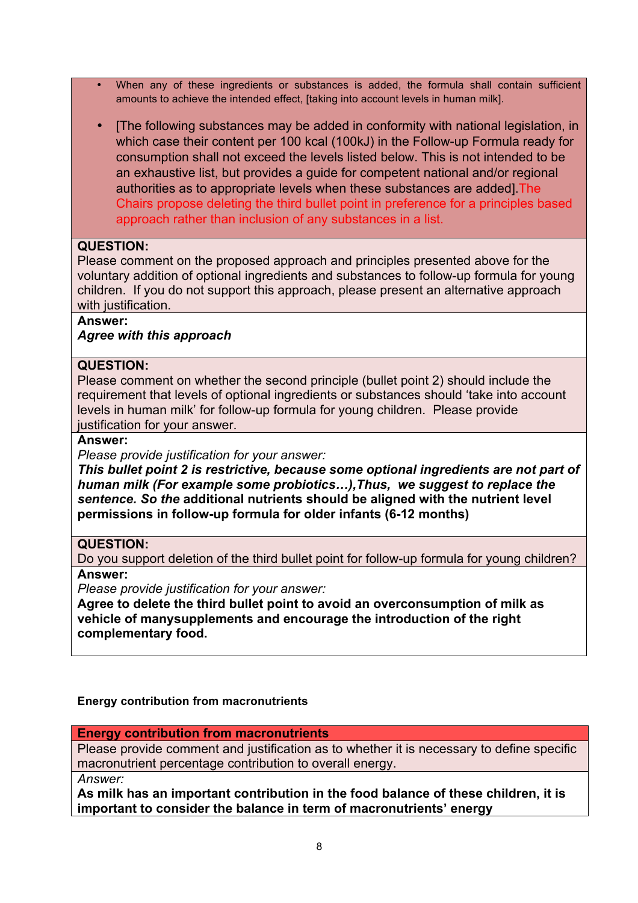- When any of these ingredients or substances is added, the formula shall contain sufficient amounts to achieve the intended effect, [taking into account levels in human milk].

- [The following substances may be added in conformity with national legislation, in which case their content per 100 kcal (100kJ) in the Follow-up Formula ready for consumption shall not exceed the levels listed below. This is not intended to be an exhaustive list, but provides a guide for competent national and/or regional authorities as to appropriate levels when these substances are added].The Chairs propose deleting the third bullet point in preference for a principles based approach rather than inclusion of any substances in a list.

**QUESTION:**
Please comment on the proposed approach and principles presented above for the voluntary addition of optional ingredients and substances to follow-up formula for young children. If you do not support this approach, please present an alternative approach with justification.

**Answer:**
***Agree with this approach***

**QUESTION:**
Please comment on whether the second principle (bullet point 2) should include the requirement that levels of optional ingredients or substances should 'take into account levels in human milk' for follow-up formula for young children. Please provide justification for your answer.

**Answer:**
*Please provide justification for your answer:*
***This bullet point 2 is restrictive, because some optional ingredients are not part of human milk (For example some probiotics…),Thus, we suggest to replace the sentence. So the*** **additional nutrients should be aligned with the nutrient level permissions in follow-up formula for older infants (6-12 months)**

**QUESTION:**
Do you support deletion of the third bullet point for follow-up formula for young children?

**Answer:**
*Please provide justification for your answer:*
**Agree to delete the third bullet point to avoid an overconsumption of milk as vehicle of manysupplements and encourage the introduction of the right complementary food.**

**Energy contribution from macronutrients**

**Energy contribution from macronutrients**

Please provide comment and justification as to whether it is necessary to define specific macronutrient percentage contribution to overall energy.

*Answer:*
**As milk has an important contribution in the food balance of these children, it is important to consider the balance in term of macronutrients' energy**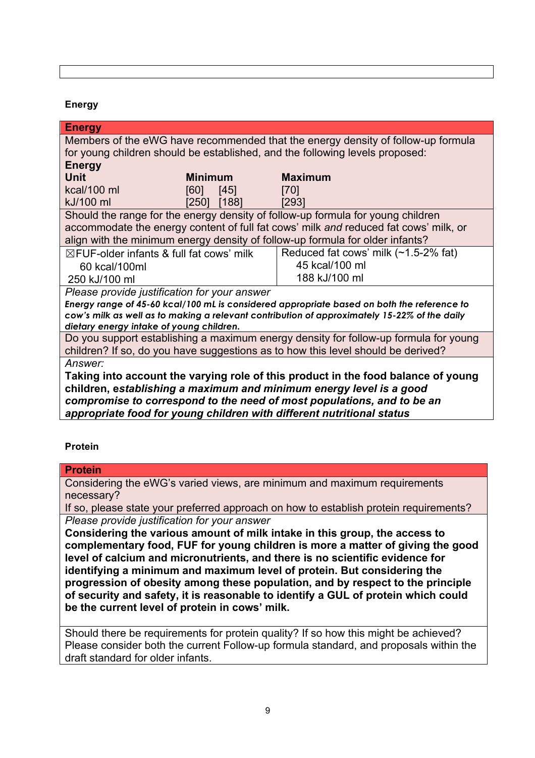**Energy**

| **Energy** | | |
|---|---|---|
| Members of the eWG have recommended that the energy density of follow-up formula for young children should be established, and the following levels proposed: | | |
| **Energy** | | |
| **Unit** | **Minimum** | **Maximum** |
| kcal/100 ml | [60] [45] | [70] |
| kJ/100 ml | [250] [188] | [293] |

| | |
|---|---|
| Should the range for the energy density of follow-up formula for young children accommodate the energy content of full fat cows' milk *and* reduced fat cows' milk, or align with the minimum energy density of follow-up formula for older infants? | |
| ☒FUF-older infants & full fat cows' milk<br>60 kcal/100ml<br>250 kJ/100 ml | Reduced fat cows' milk (~1.5-2% fat)<br>45 kcal/100 ml<br>188 kJ/100 ml |
| *Please provide justification for your answer*<br>***Energy range of 45-60 kcal/100 mL is considered appropriate based on both the reference to cow's milk as well as to making a relevant contribution of approximately 15-22% of the daily dietary energy intake of young children.*** | |
| Do you support establishing a maximum energy density for follow-up formula for young children? If so, do you have suggestions as to how this level should be derived? | |
| *Answer:*<br>**Taking into account the varying role of this product in the food balance of young children, e*stablishing a maximum and minimum energy level is a good compromise to correspond to the need of most populations, and to be an appropriate food for young children with different nutritional status*** | |

**Protein**

| **Protein** |
|---|
| Considering the eWG's varied views, are minimum and maximum requirements necessary?<br>If so, please state your preferred approach on how to establish protein requirements? |
| *Please provide justification for your answer*<br>**Considering the various amount of milk intake in this group, the access to complementary food, FUF for young children is more a matter of giving the good level of calcium and micronutrients, and there is no scientific evidence for identifying a minimum and maximum level of protein. But considering the progression of obesity among these population, and by respect to the principle of security and safety, it is reasonable to identify a GUL of protein which could be the current level of protein in cows' milk.** |
| Should there be requirements for protein quality? If so how this might be achieved? Please consider both the current Follow-up formula standard, and proposals within the draft standard for older infants. |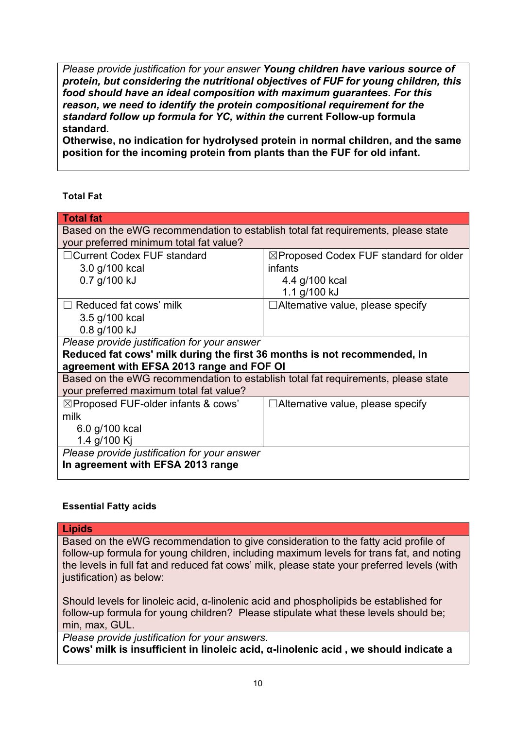| *Please provide justification for your answer* ***Young children have various source of protein, but considering the nutritional objectives of FUF for young children, this food should have an ideal composition with maximum guarantees. For this reason, we need to identify the protein compositional requirement for the standard follow up formula for YC, within the*** **current Follow-up formula standard.**<br>**Otherwise, no indication for hydrolysed protein in normal children, and the same position for the incoming protein from plants than the FUF for old infant.** |
|---|

**Total Fat**

| **Total fat** | |
|---|---|
| Based on the eWG recommendation to establish total fat requirements, please state your preferred minimum total fat value? | |
| ☐Current Codex FUF standard<br>3.0 g/100 kcal<br>0.7 g/100 kJ | ☒Proposed Codex FUF standard for older infants<br>4.4 g/100 kcal<br>1.1 g/100 kJ |
| ☐ Reduced fat cows' milk<br>3.5 g/100 kcal<br>0.8 g/100 kJ | ☐Alternative value, please specify |
| *Please provide justification for your answer*<br>**Reduced fat cows' milk during the first 36 months is not recommended, In agreement with EFSA 2013 range and FOF OI** | |
| Based on the eWG recommendation to establish total fat requirements, please state your preferred maximum total fat value? | |
| ☒Proposed FUF-older infants & cows' milk<br>6.0 g/100 kcal<br>1.4 g/100 Kj | ☐Alternative value, please specify |
| *Please provide justification for your answer*<br>**In agreement with EFSA 2013 range** | |

**Essential Fatty acids**

| **Lipids** |
|---|
| Based on the eWG recommendation to give consideration to the fatty acid profile of follow-up formula for young children, including maximum levels for trans fat, and noting the levels in full fat and reduced fat cows' milk, please state your preferred levels (with justification) as below:<br><br>Should levels for linoleic acid, α-linolenic acid and phospholipids be established for follow-up formula for young children? Please stipulate what these levels should be; min, max, GUL. |
| *Please provide justification for your answers.*<br>**Cows' milk is insufficient in linoleic acid, α-linolenic acid , we should indicate a** |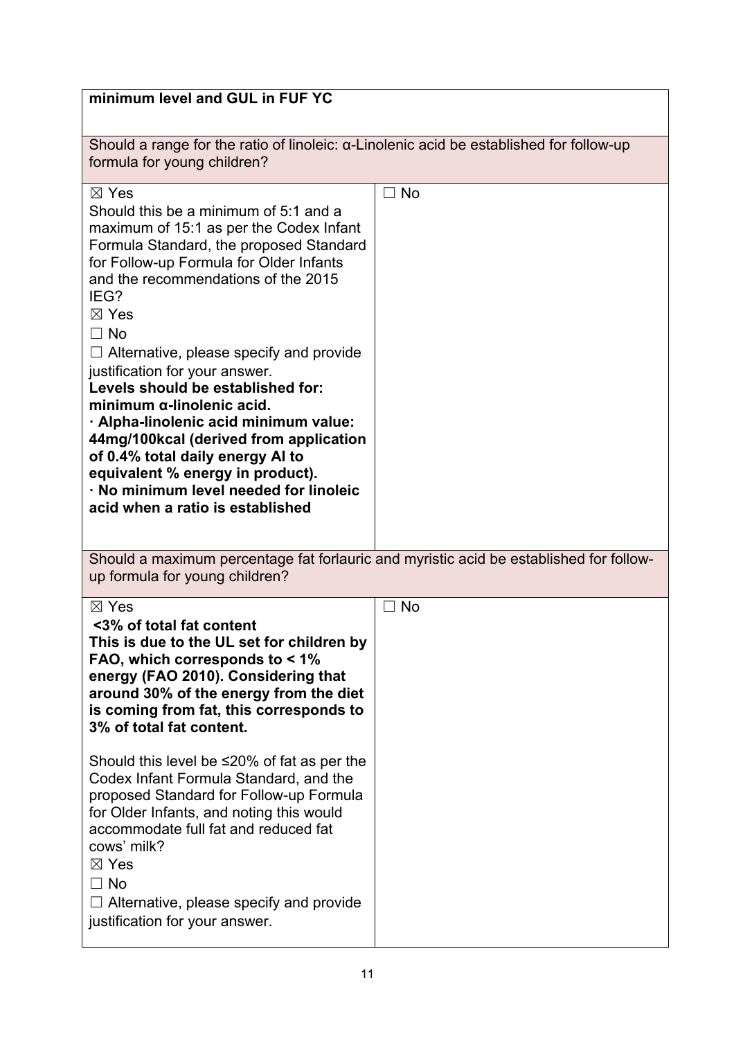**minimum level and GUL in FUF YC**

Should a range for the ratio of linoleic: α-Linolenic acid be established for follow-up formula for young children?

| ☒ Yes | ☐ No |
|---|---|
| Should this be a minimum of 5:1 and a maximum of 15:1 as per the Codex Infant Formula Standard, the proposed Standard for Follow-up Formula for Older Infants and the recommendations of the 2015 IEG?<br>☒ Yes<br>☐ No<br>☐ Alternative, please specify and provide justification for your answer.<br>**Levels should be established for: minimum α-linolenic acid.**<br>**· Alpha-linolenic acid minimum value: 44mg/100kcal (derived from application of 0.4% total daily energy AI to equivalent % energy in product).**<br>**· No minimum level needed for linoleic acid when a ratio is established** | |

Should a maximum percentage fat forlauric and myristic acid be established for follow-up formula for young children?

| ☒ Yes | ☐ No |
|---|---|
| **<3% of total fat content**<br>**This is due to the UL set for children by FAO, which corresponds to < 1% energy (FAO 2010). Considering that around 30% of the energy from the diet is coming from fat, this corresponds to 3% of total fat content.**<br><br>Should this level be ≤20% of fat as per the Codex Infant Formula Standard, and the proposed Standard for Follow-up Formula for Older Infants, and noting this would accommodate full fat and reduced fat cows' milk?<br>☒ Yes<br>☐ No<br>☐ Alternative, please specify and provide justification for your answer. | |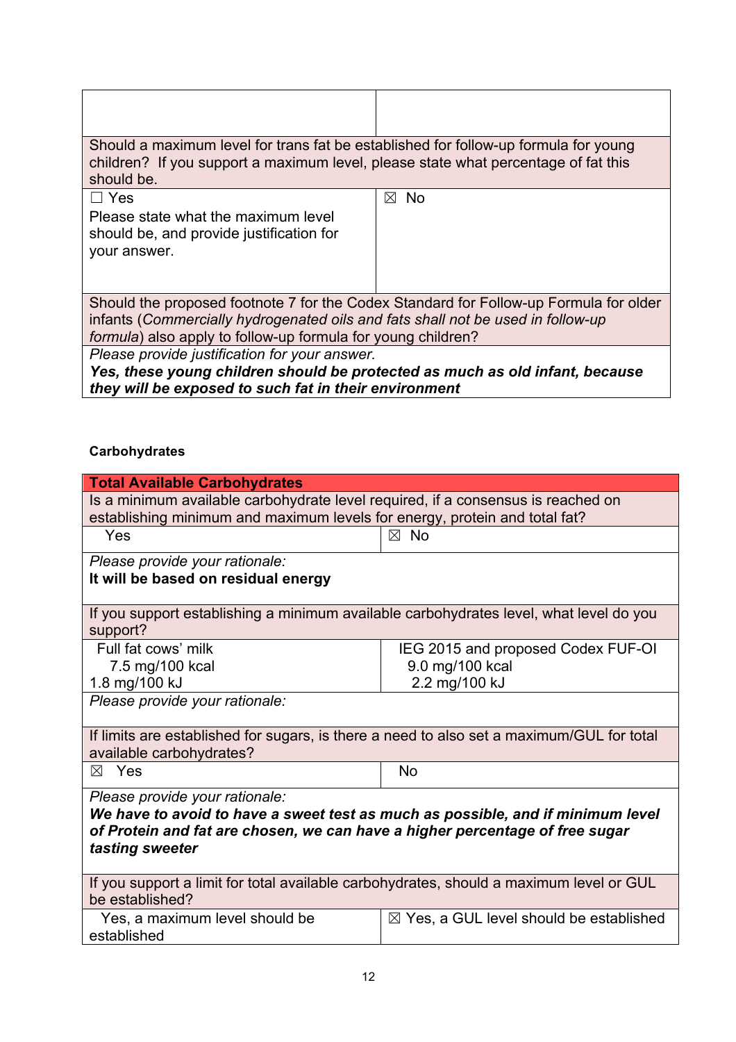| | |
|---|---|
| | |
| Should a maximum level for trans fat be established for follow-up formula for young children? If you support a maximum level, please state what percentage of fat this should be. | |
| ☐ Yes<br>Please state what the maximum level should be, and provide justification for your answer. | ☒ No |
| Should the proposed footnote 7 for the Codex Standard for Follow-up Formula for older infants (*Commercially hydrogenated oils and fats shall not be used in follow-up formula*) also apply to follow-up formula for young children? | |
| *Please provide justification for your answer.*<br>***Yes, these young children should be protected as much as old infant, because they will be exposed to such fat in their environment*** | |

**Carbohydrates**

| **Total Available Carbohydrates** | |
|---|---|
| Is a minimum available carbohydrate level required, if a consensus is reached on establishing minimum and maximum levels for energy, protein and total fat? | |
| Yes | ☒ No |
| *Please provide your rationale:*<br>**It will be based on residual energy** | |
| If you support establishing a minimum available carbohydrates level, what level do you support? | |
| Full fat cows' milk<br>7.5 mg/100 kcal<br>1.8 mg/100 kJ | IEG 2015 and proposed Codex FUF-OI<br>9.0 mg/100 kcal<br>2.2 mg/100 kJ |
| *Please provide your rationale:* | |
| If limits are established for sugars, is there a need to also set a maximum/GUL for total available carbohydrates? | |
| ☒ Yes | No |
| *Please provide your rationale:*<br>***We have to avoid to have a sweet test as much as possible, and if minimum level of Protein and fat are chosen, we can have a higher percentage of free sugar tasting sweeter*** | |
| If you support a limit for total available carbohydrates, should a maximum level or GUL be established? | |
| Yes, a maximum level should be established | ☒ Yes, a GUL level should be established |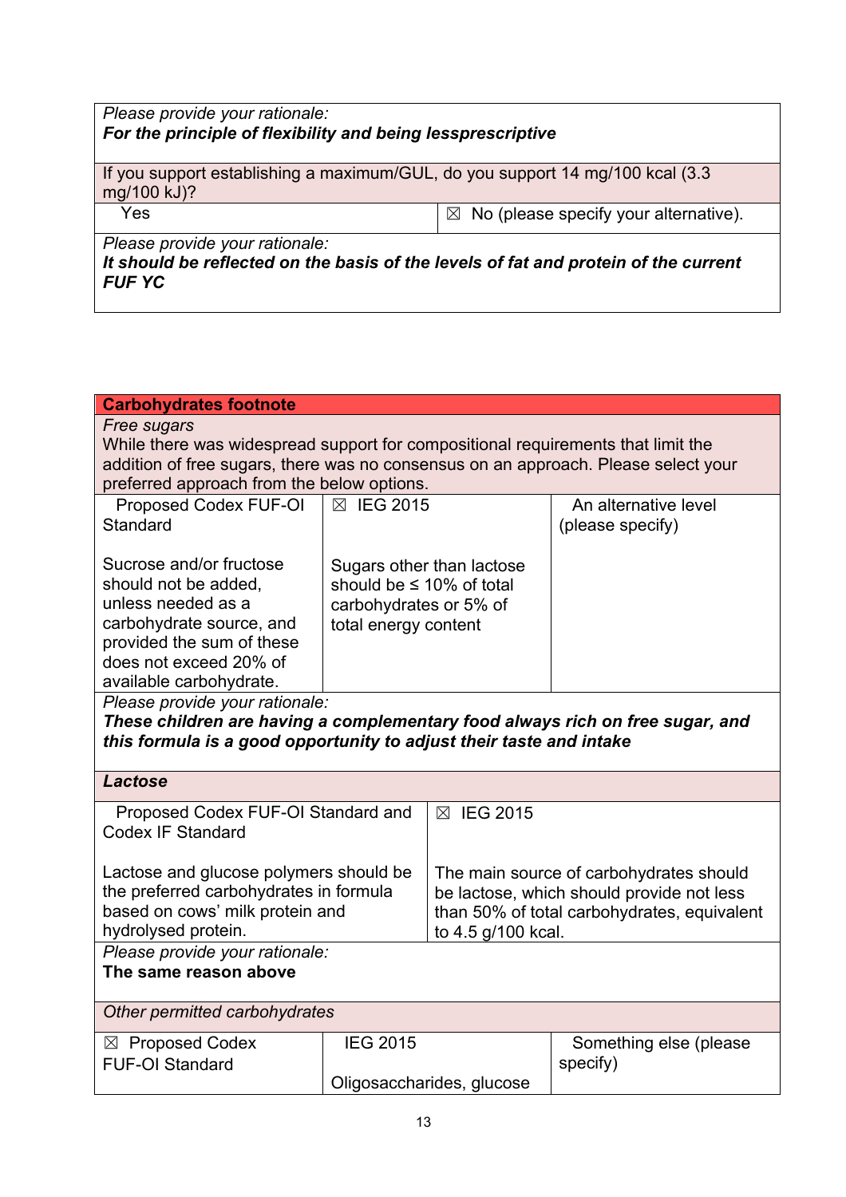| Please provide your rationale:<br>***For the principle of flexibility and being lessprescriptive*** | |
|---|---|
| If you support establishing a maximum/GUL, do you support 14 mg/100 kcal (3.3 mg/100 kJ)? | |
| Yes | ☒ No (please specify your alternative). |
| Please provide your rationale:<br>***It should be reflected on the basis of the levels of fat and protein of the current FUF YC*** | |

| **Carbohydrates footnote** | | |
|---|---|---|
| *Free sugars*<br>While there was widespread support for compositional requirements that limit the addition of free sugars, there was no consensus on an approach. Please select your preferred approach from the below options. | | |
| Proposed Codex FUF-OI Standard<br><br>Sucrose and/or fructose should not be added, unless needed as a carbohydrate source, and provided the sum of these does not exceed 20% of available carbohydrate. | ☒ IEG 2015<br><br>Sugars other than lactose should be ≤ 10% of total carbohydrates or 5% of total energy content | An alternative level (please specify) |
| Please provide your rationale:<br>***These children are having a complementary food always rich on free sugar, and this formula is a good opportunity to adjust their taste and intake*** | | |

| ***Lactose*** | |
|---|---|
| Proposed Codex FUF-OI Standard and Codex IF Standard<br><br>Lactose and glucose polymers should be the preferred carbohydrates in formula based on cows' milk protein and hydrolysed protein. | ☒ IEG 2015<br><br>The main source of carbohydrates should be lactose, which should provide not less than 50% of total carbohydrates, equivalent to 4.5 g/100 kcal. |
| Please provide your rationale:<br>**The same reason above** | |

| *Other permitted carbohydrates* | | |
|---|---|---|
| ☒ Proposed Codex FUF-OI Standard | IEG 2015<br><br>Oligosaccharides, glucose | Something else (please specify) |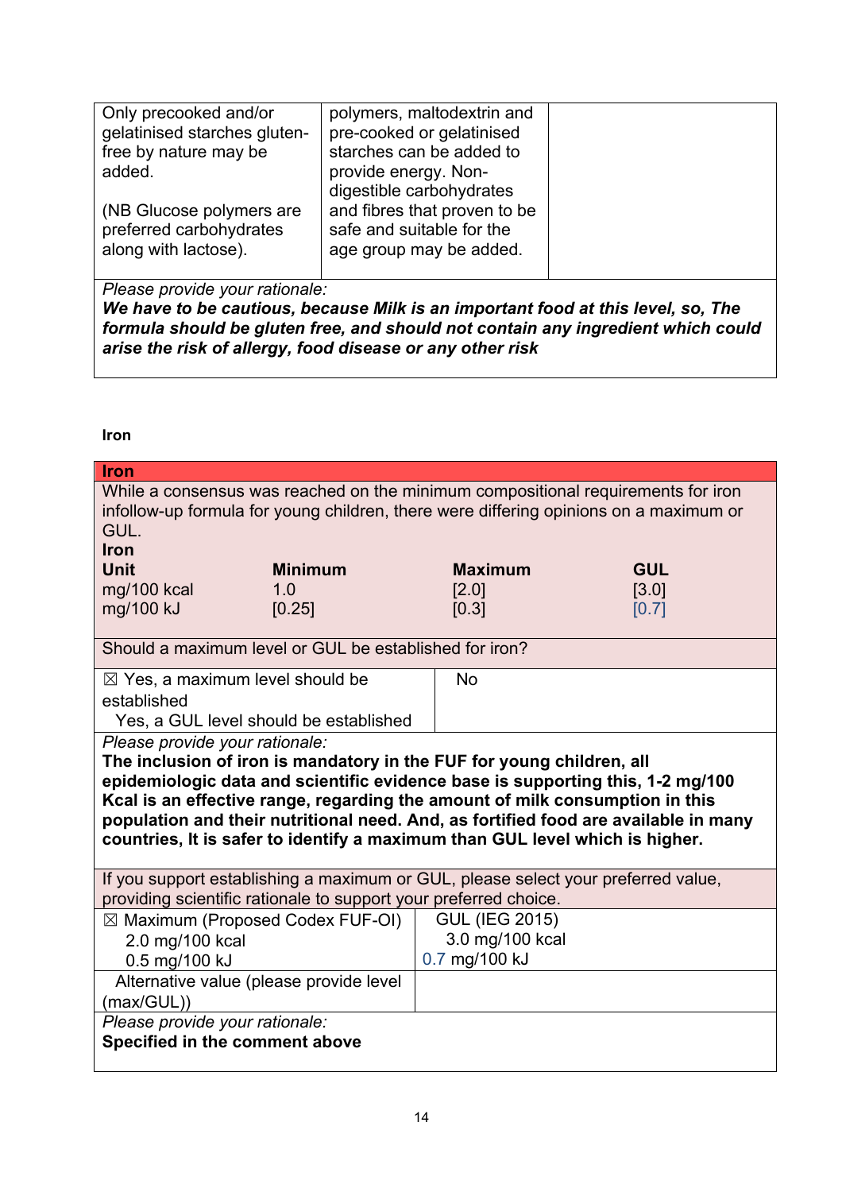| | | |
|---|---|---|
| Only precooked and/or gelatinised starches gluten-free by nature may be added.<br><br>(NB Glucose polymers are preferred carbohydrates along with lactose). | polymers, maltodextrin and pre-cooked or gelatinised starches can be added to provide energy. Non-digestible carbohydrates and fibres that proven to be safe and suitable for the age group may be added. | |
| *Please provide your rationale:*<br>***We have to be cautious, because Milk is an important food at this level, so, The formula should be gluten free, and should not contain any ingredient which could arise the risk of allergy, food disease or any other risk*** | | |

**Iron**

| **Iron** | | | |
|---|---|---|---|
| While a consensus was reached on the minimum compositional requirements for iron infollow-up formula for young children, there were differing opinions on a maximum or GUL. | | | |
| **Iron** | | | |
| **Unit** | **Minimum** | **Maximum** | **GUL** |
| mg/100 kcal | 1.0 | [2.0] | [3.0] |
| mg/100 kJ | [0.25] | [0.3] | [0.7] |

| Should a maximum level or GUL be established for iron? | |
|---|---|
| ☒ Yes, a maximum level should be established<br>Yes, a GUL level should be established | No |
| *Please provide your rationale:*<br>**The inclusion of iron is mandatory in the FUF for young children, all epidemiologic data and scientific evidence base is supporting this, 1-2 mg/100 Kcal is an effective range, regarding the amount of milk consumption in this population and their nutritional need. And, as fortified food are available in many countries, It is safer to identify a maximum than GUL level which is higher.** | |
| If you support establishing a maximum or GUL, please select your preferred value, providing scientific rationale to support your preferred choice. | |
| ☒ Maximum (Proposed Codex FUF-OI)<br>2.0 mg/100 kcal<br>0.5 mg/100 kJ | GUL (IEG 2015)<br>3.0 mg/100 kcal<br>0.7 mg/100 kJ |
| Alternative value (please provide level (max/GUL)) | |
| *Please provide your rationale:*<br>**Specified in the comment above** | |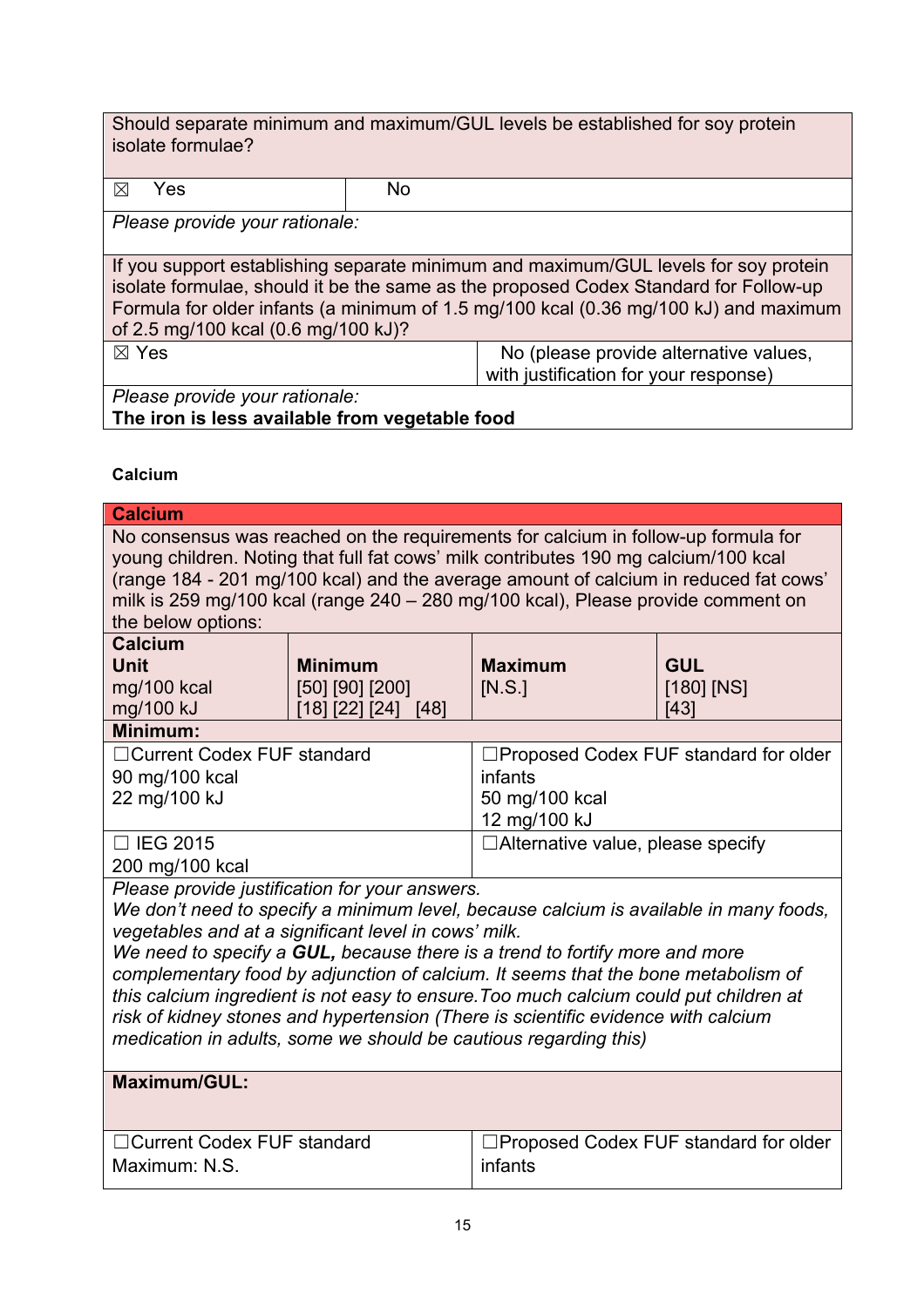| Should separate minimum and maximum/GUL levels be established for soy protein isolate formulae? | |
|---|---|
| ☒ Yes | No |
| *Please provide your rationale:* | |

| If you support establishing separate minimum and maximum/GUL levels for soy protein isolate formulae, should it be the same as the proposed Codex Standard for Follow-up Formula for older infants (a minimum of 1.5 mg/100 kcal (0.36 mg/100 kJ) and maximum of 2.5 mg/100 kcal (0.6 mg/100 kJ)? | |
|---|---|
| ☒ Yes | No (please provide alternative values, with justification for your response) |
| *Please provide your rationale:* **The iron is less available from vegetable food** | |

**Calcium**

| **Calcium** | | | |
|---|---|---|---|
| No consensus was reached on the requirements for calcium in follow-up formula for young children. Noting that full fat cows' milk contributes 190 mg calcium/100 kcal (range 184 - 201 mg/100 kcal) and the average amount of calcium in reduced fat cows' milk is 259 mg/100 kcal (range 240 – 280 mg/100 kcal), Please provide comment on the below options: | | | |
| **Calcium** **Unit** mg/100 kcal mg/100 kJ | **Minimum** [50] [90] [200] [18] [22] [24] [48] | **Maximum** [N.S.] | **GUL** [180] [NS] [43] |
| **Minimum:** | | | |
| ☐Current Codex FUF standard 90 mg/100 kcal 22 mg/100 kJ | | ☐Proposed Codex FUF standard for older infants 50 mg/100 kcal 12 mg/100 kJ | |
| ☐ IEG 2015 200 mg/100 kcal | | ☐Alternative value, please specify | |
| *Please provide justification for your answers.* *We don't need to specify a minimum level, because calcium is available in many foods, vegetables and at a significant level in cows' milk.* *We need to specify a **GUL,** because there is a trend to fortify more and more complementary food by adjunction of calcium. It seems that the bone metabolism of this calcium ingredient is not easy to ensure.Too much calcium could put children at risk of kidney stones and hypertension (There is scientific evidence with calcium medication in adults, some we should be cautious regarding this)* | | | |
| **Maximum/GUL:** | | | |
| ☐Current Codex FUF standard Maximum: N.S. | | ☐Proposed Codex FUF standard for older infants | |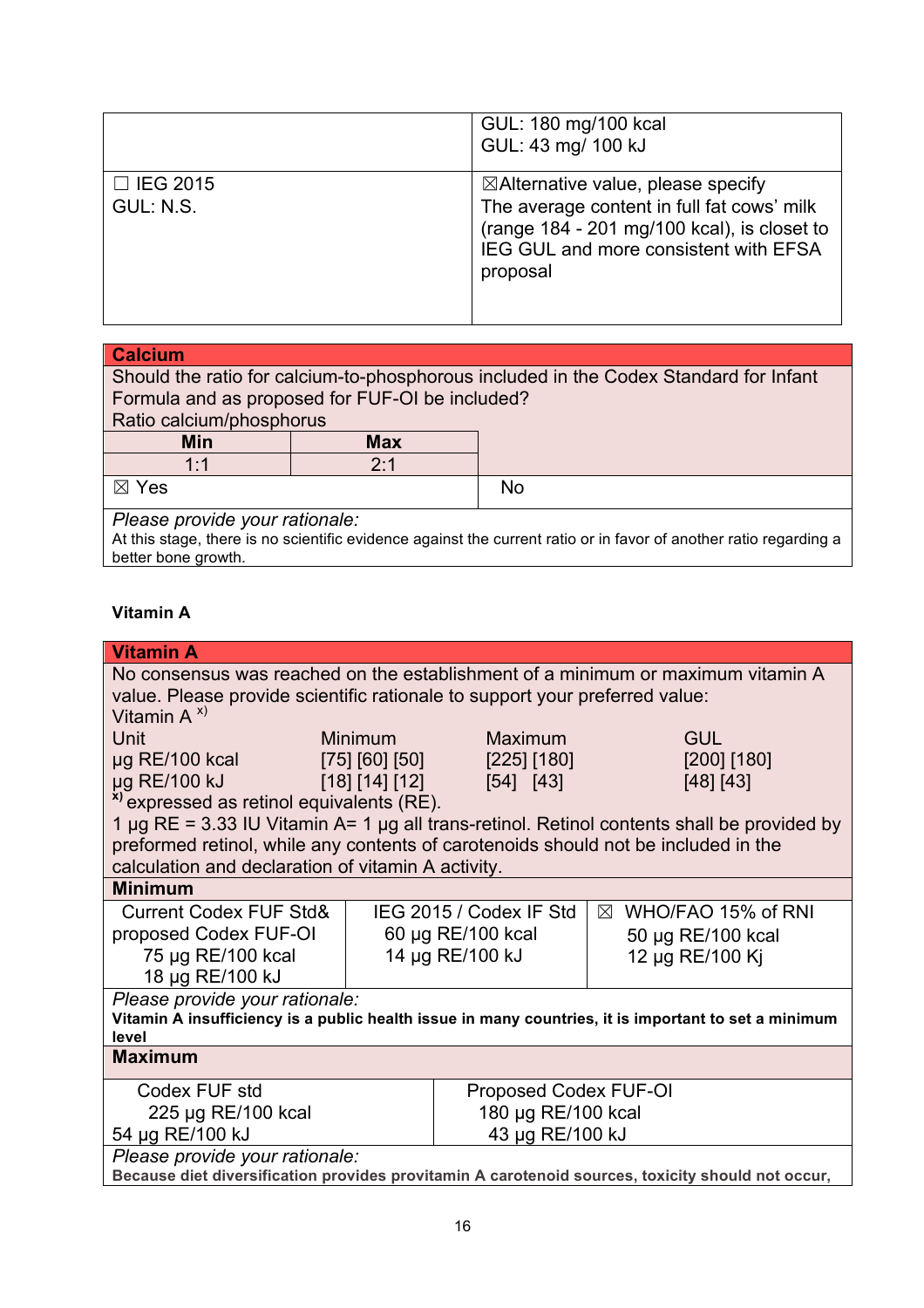| | GUL: 180 mg/100 kcal<br>GUL: 43 mg/ 100 kJ |
|---|---|
| ☐ IEG 2015<br>GUL: N.S. | ☒Alternative value, please specify<br>The average content in full fat cows' milk (range 184 - 201 mg/100 kcal), is closet to IEG GUL and more consistent with EFSA proposal |

| **Calcium** | | |
|---|---|---|
| Should the ratio for calcium-to-phosphorous included in the Codex Standard for Infant Formula and as proposed for FUF-OI be included?<br>Ratio calcium/phosphorus | | |
| **Min** | **Max** | |
| 1:1 | 2:1 | |
| ☒ Yes | | No |
| *Please provide your rationale:*<br>At this stage, there is no scientific evidence against the current ratio or in favor of another ratio regarding a better bone growth. | | |

**Vitamin A**

| **Vitamin A** | | | |
|---|---|---|---|
| No consensus was reached on the establishment of a minimum or maximum vitamin A value. Please provide scientific rationale to support your preferred value:<br>Vitamin A [x)] | | | |
| Unit | Minimum | Maximum | GUL |
| µg RE/100 kcal | [75] [60] [50] | [225] [180] | [200] [180] |
| µg RE/100 kJ | [18] [14] [12] | [54] [43] | [48] [43] |
| [x)] expressed as retinol equivalents (RE).<br>1 µg RE = 3.33 IU Vitamin A= 1 µg all trans-retinol. Retinol contents shall be provided by preformed retinol, while any contents of carotenoids should not be included in the calculation and declaration of vitamin A activity. | | | |

| **Minimum** | | |
|---|---|---|
| Current Codex FUF Std& proposed Codex FUF-OI<br>75 µg RE/100 kcal<br>18 µg RE/100 kJ | IEG 2015 / Codex IF Std<br>60 µg RE/100 kcal<br>14 µg RE/100 kJ | ☒ WHO/FAO 15% of RNI<br>50 µg RE/100 kcal<br>12 µg RE/100 Kj |
| *Please provide your rationale:*<br>**Vitamin A insufficiency is a public health issue in many countries, it is important to set a minimum level** | | |

| **Maximum** | |
|---|---|
| Codex FUF std<br>225 µg RE/100 kcal<br>54 µg RE/100 kJ | Proposed Codex FUF-OI<br>180 µg RE/100 kcal<br>43 µg RE/100 kJ |
| *Please provide your rationale:*<br>**Because diet diversification provides provitamin A carotenoid sources, toxicity should not occur,** | |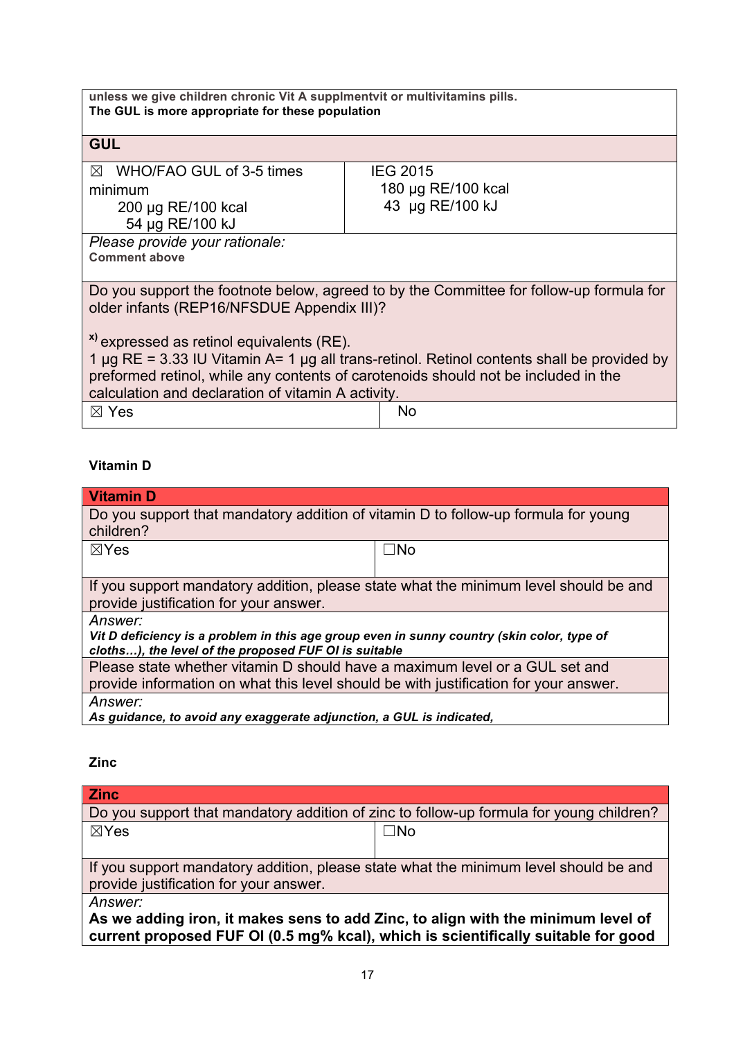| unless we give children chronic Vit A supplmentvit or multivitamins pills.<br>**The GUL is more appropriate for these population** | |
|---|---|
| **GUL** | |
| ☒ WHO/FAO GUL of 3-5 times minimum<br>200 µg RE/100 kcal<br>54 µg RE/100 kJ | IEG 2015<br>180 µg RE/100 kcal<br>43 µg RE/100 kJ |
| *Please provide your rationale:*<br>**Comment above** | |
| Do you support the footnote below, agreed to by the Committee for follow-up formula for older infants (REP16/NFSDUE Appendix III)?<br><br>[x)] expressed as retinol equivalents (RE).<br>1 µg RE = 3.33 IU Vitamin A= 1 µg all trans-retinol. Retinol contents shall be provided by preformed retinol, while any contents of carotenoids should not be included in the calculation and declaration of vitamin A activity. | |
| ☒ Yes | No |

**Vitamin D**

| **Vitamin D** | |
|---|---|
| Do you support that mandatory addition of vitamin D to follow-up formula for young children? | |
| ☒Yes | ☐No |
| If you support mandatory addition, please state what the minimum level should be and provide justification for your answer. | |
| *Answer:*<br>***Vit D deficiency is a problem in this age group even in sunny country (skin color, type of cloths…), the level of the proposed FUF OI is suitable*** | |
| Please state whether vitamin D should have a maximum level or a GUL set and provide information on what this level should be with justification for your answer. | |
| *Answer:*<br>***As guidance, to avoid any exaggerate adjunction, a GUL is indicated,*** | |

**Zinc**

| **Zinc** | |
|---|---|
| Do you support that mandatory addition of zinc to follow-up formula for young children? | |
| ☒Yes | ☐No |
| If you support mandatory addition, please state what the minimum level should be and provide justification for your answer. | |
| *Answer:*<br>**As we adding iron, it makes sens to add Zinc, to align with the minimum level of current proposed FUF OI (0.5 mg% kcal), which is scientifically suitable for good** | |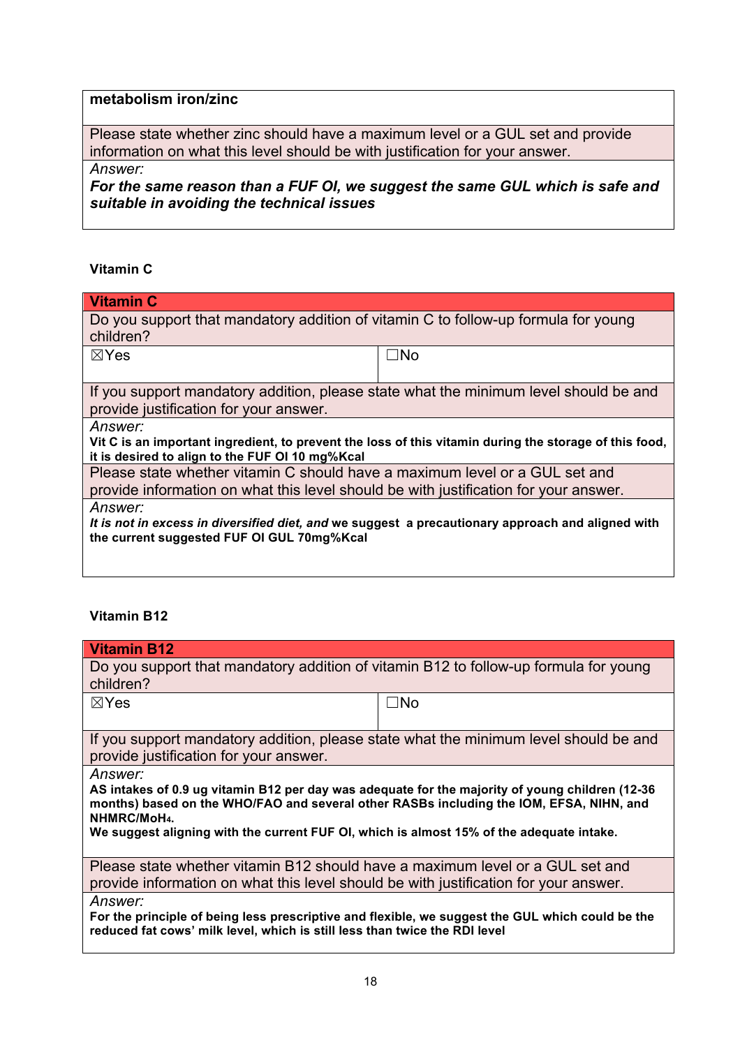| metabolism iron/zinc |
|---|
| Please state whether zinc should have a maximum level or a GUL set and provide information on what this level should be with justification for your answer. |
| *Answer:*<br>***For the same reason than a FUF OI, we suggest the same GUL which is safe and suitable in avoiding the technical issues*** |

**Vitamin C**

| Vitamin C | |
|---|---|
| Do you support that mandatory addition of vitamin C to follow-up formula for young children? | |
| ☒Yes | ☐No |
| If you support mandatory addition, please state what the minimum level should be and provide justification for your answer. | |
| *Answer:*<br>**Vit C is an important ingredient, to prevent the loss of this vitamin during the storage of this food, it is desired to align to the FUF OI 10 mg%Kcal** | |
| Please state whether vitamin C should have a maximum level or a GUL set and provide information on what this level should be with justification for your answer. | |
| *Answer:*<br>***It is not in excess in diversified diet, and* we suggest a precautionary approach and aligned with the current suggested FUF OI GUL 70mg%Kcal** | |

**Vitamin B12**

| Vitamin B12 | |
|---|---|
| Do you support that mandatory addition of vitamin B12 to follow-up formula for young children? | |
| ☒Yes | ☐No |
| If you support mandatory addition, please state what the minimum level should be and provide justification for your answer. | |
| *Answer:*<br>**AS intakes of 0.9 ug vitamin B12 per day was adequate for the majority of young children (12-36 months) based on the WHO/FAO and several other RASBs including the IOM, EFSA, NIHN, and NHMRC/MoH4.**<br>**We suggest aligning with the current FUF OI, which is almost 15% of the adequate intake.** | |
| Please state whether vitamin B12 should have a maximum level or a GUL set and provide information on what this level should be with justification for your answer. | |
| *Answer:*<br>**For the principle of being less prescriptive and flexible, we suggest the GUL which could be the reduced fat cows' milk level, which is still less than twice the RDI level** | |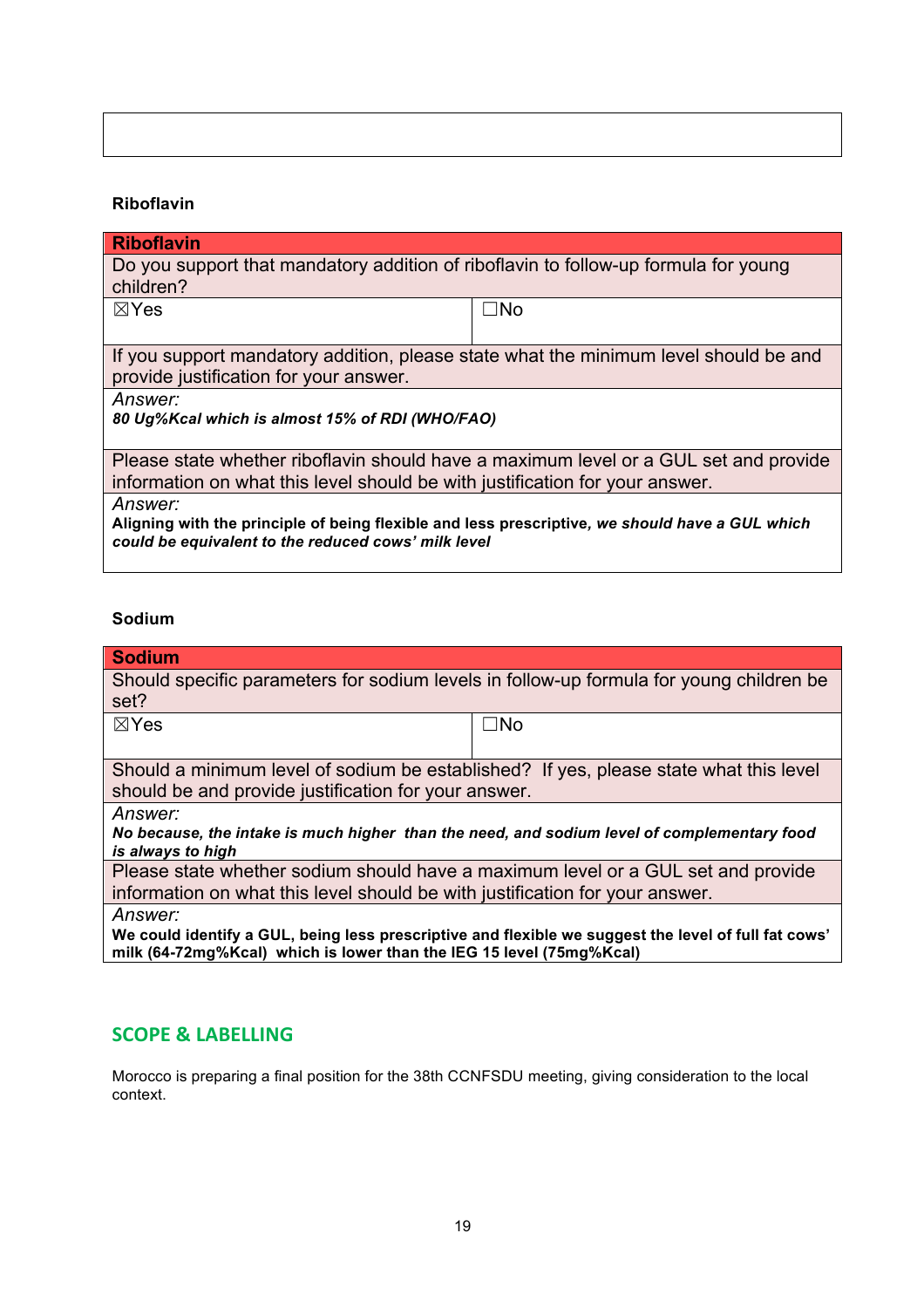|  |
| --- |
|  |

**Riboflavin**

| Riboflavin | |
| --- | --- |
| Do you support that mandatory addition of riboflavin to follow-up formula for young children? | |
| ☒Yes | ☐No |
| If you support mandatory addition, please state what the minimum level should be and provide justification for your answer. | |
| *Answer:*<br>***80 Ug%Kcal which is almost 15% of RDI (WHO/FAO)*** | |
| Please state whether riboflavin should have a maximum level or a GUL set and provide information on what this level should be with justification for your answer. | |
| *Answer:*<br>**Aligning with the principle of being flexible and less prescriptive*, we should have a GUL which could be equivalent to the reduced cows' milk level*** | |

**Sodium**

| Sodium | |
| --- | --- |
| Should specific parameters for sodium levels in follow-up formula for young children be set? | |
| ☒Yes | ☐No |
| Should a minimum level of sodium be established? If yes, please state what this level should be and provide justification for your answer. | |
| *Answer:*<br>***No because, the intake is much higher than the need, and sodium level of complementary food is always to high*** | |
| Please state whether sodium should have a maximum level or a GUL set and provide information on what this level should be with justification for your answer. | |
| *Answer:*<br>**We could identify a GUL, being less prescriptive and flexible we suggest the level of full fat cows' milk (64-72mg%Kcal) which is lower than the IEG 15 level (75mg%Kcal)** | |

## SCOPE & LABELLING

Morocco is preparing a final position for the 38th CCNFSDU meeting, giving consideration to the local context.